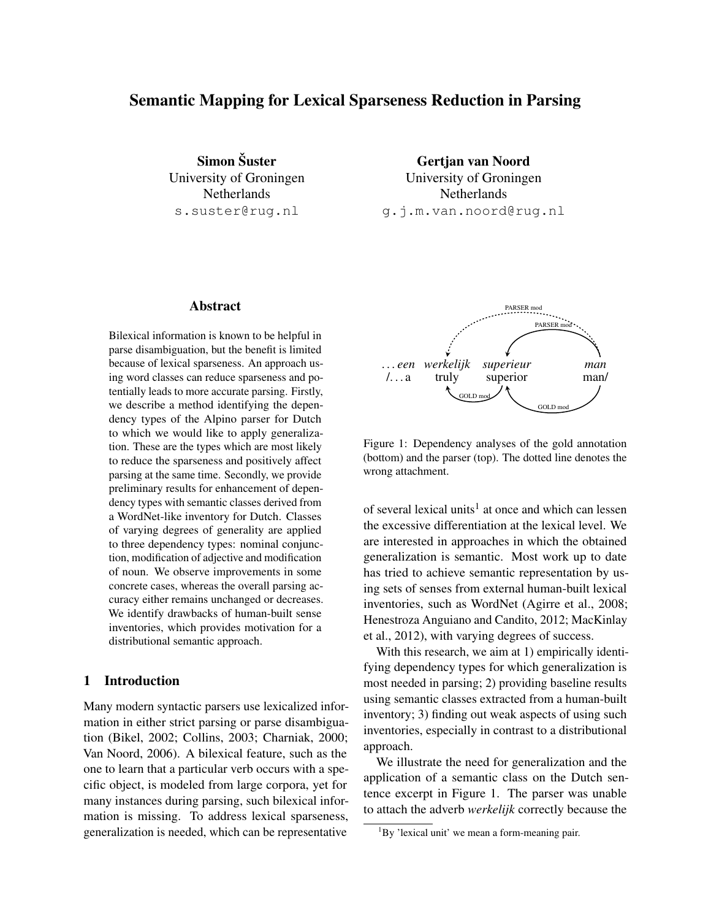# Semantic Mapping for Lexical Sparseness Reduction in Parsing

**Simon Šuster**
University of Groningen
Netherlands
s.suster@rug.nl

**Gertjan van Noord**
University of Groningen
Netherlands
g.j.m.van.noord@rug.nl

## Abstract

Bilexical information is known to be helpful in parse disambiguation, but the benefit is limited because of lexical sparseness. An approach using word classes can reduce sparseness and potentially leads to more accurate parsing. Firstly, we describe a method identifying the dependency types of the Alpino parser for Dutch to which we would like to apply generalization. These are the types which are most likely to reduce the sparseness and positively affect parsing at the same time. Secondly, we provide preliminary results for enhancement of dependency types with semantic classes derived from a WordNet-like inventory for Dutch. Classes of varying degrees of generality are applied to three dependency types: nominal conjunction, modification of adjective and modification of noun. We observe improvements in some concrete cases, whereas the overall parsing accuracy either remains unchanged or decreases. We identify drawbacks of human-built sense inventories, which provides motivation for a distributional semantic approach.

## 1 Introduction

Many modern syntactic parsers use lexicalized information in either strict parsing or parse disambiguation (Bikel, 2002; Collins, 2003; Charniak, 2000; Van Noord, 2006). A bilexical feature, such as the one to learn that a particular verb occurs with a specific object, is modeled from large corpora, yet for many instances during parsing, such bilexical information is missing. To address lexical sparseness, generalization is needed, which can be representative of several lexical units[1] at once and which can lessen the excessive differentiation at the lexical level. We are interested in approaches in which the obtained generalization is semantic. Most work up to date has tried to achieve semantic representation by using sets of senses from external human-built lexical inventories, such as WordNet (Agirre et al., 2008; Henestroza Anguiano and Candito, 2012; MacKinlay et al., 2012), with varying degrees of success.

PARSER mod
PARSER mod
*...een* *werkelijk* *superieur* *man*
/...a truly superior man/
GOLD mod
GOLD mod

Figure 1: Dependency analyses of the gold annotation (bottom) and the parser (top). The dotted line denotes the wrong attachment.

With this research, we aim at 1) empirically identifying dependency types for which generalization is most needed in parsing; 2) providing baseline results using semantic classes extracted from a human-built inventory; 3) finding out weak aspects of using such inventories, especially in contrast to a distributional approach.

We illustrate the need for generalization and the application of a semantic class on the Dutch sentence excerpt in Figure 1. The parser was unable to attach the adverb *werkelijk* correctly because the

[1] By 'lexical unit' we mean a form-meaning pair.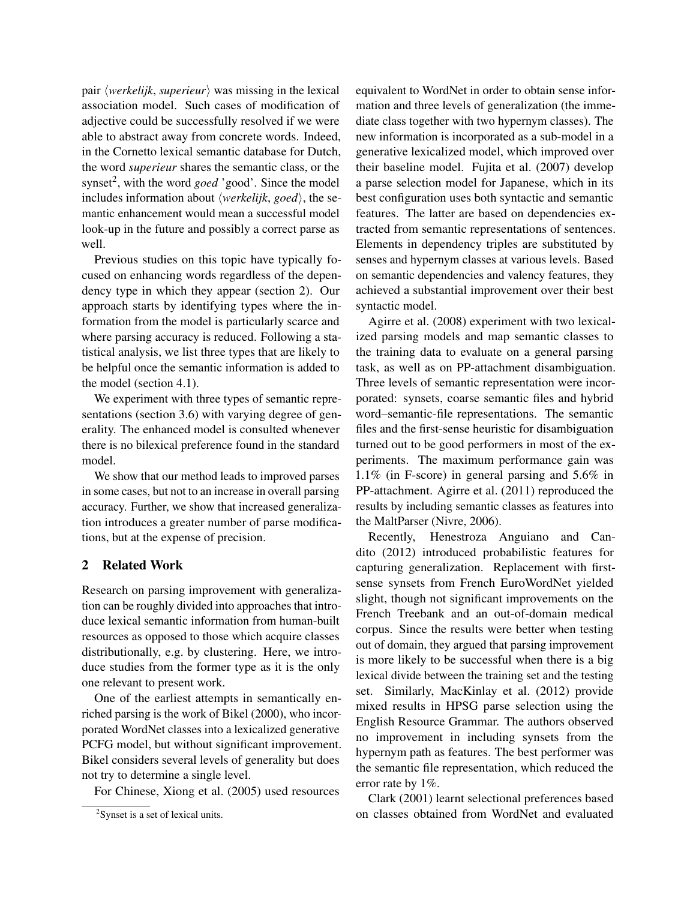pair ⟨*werkelijk*, *superieur*⟩ was missing in the lexical association model. Such cases of modification of adjective could be successfully resolved if we were able to abstract away from concrete words. Indeed, in the Cornetto lexical semantic database for Dutch, the word *superieur* shares the semantic class, or the synset[2], with the word *goed* 'good'. Since the model includes information about ⟨*werkelijk*, *goed*⟩, the semantic enhancement would mean a successful model look-up in the future and possibly a correct parse as well.

Previous studies on this topic have typically focused on enhancing words regardless of the dependency type in which they appear (section 2). Our approach starts by identifying types where the information from the model is particularly scarce and where parsing accuracy is reduced. Following a statistical analysis, we list three types that are likely to be helpful once the semantic information is added to the model (section 4.1).

We experiment with three types of semantic representations (section 3.6) with varying degree of generality. The enhanced model is consulted whenever there is no bilexical preference found in the standard model.

We show that our method leads to improved parses in some cases, but not to an increase in overall parsing accuracy. Further, we show that increased generalization introduces a greater number of parse modifications, but at the expense of precision.

## 2 Related Work

Research on parsing improvement with generalization can be roughly divided into approaches that introduce lexical semantic information from human-built resources as opposed to those which acquire classes distributionally, e.g. by clustering. Here, we introduce studies from the former type as it is the only one relevant to present work.

One of the earliest attempts in semantically enriched parsing is the work of Bikel (2000), who incorporated WordNet classes into a lexicalized generative PCFG model, but without significant improvement. Bikel considers several levels of generality but does not try to determine a single level.

For Chinese, Xiong et al. (2005) used resources equivalent to WordNet in order to obtain sense information and three levels of generalization (the immediate class together with two hypernym classes). The new information is incorporated as a sub-model in a generative lexicalized model, which improved over their baseline model. Fujita et al. (2007) develop a parse selection model for Japanese, which in its best configuration uses both syntactic and semantic features. The latter are based on dependencies extracted from semantic representations of sentences. Elements in dependency triples are substituted by senses and hypernym classes at various levels. Based on semantic dependencies and valency features, they achieved a substantial improvement over their best syntactic model.

Agirre et al. (2008) experiment with two lexicalized parsing models and map semantic classes to the training data to evaluate on a general parsing task, as well as on PP-attachment disambiguation. Three levels of semantic representation were incorporated: synsets, coarse semantic files and hybrid word–semantic-file representations. The semantic files and the first-sense heuristic for disambiguation turned out to be good performers in most of the experiments. The maximum performance gain was 1.1% (in F-score) in general parsing and 5.6% in PP-attachment. Agirre et al. (2011) reproduced the results by including semantic classes as features into the MaltParser (Nivre, 2006).

Recently, Henestroza Anguiano and Candito (2012) introduced probabilistic features for capturing generalization. Replacement with first-sense synsets from French EuroWordNet yielded slight, though not significant improvements on the French Treebank and an out-of-domain medical corpus. Since the results were better when testing out of domain, they argued that parsing improvement is more likely to be successful when there is a big lexical divide between the training set and the testing set. Similarly, MacKinlay et al. (2012) provide mixed results in HPSG parse selection using the English Resource Grammar. The authors observed no improvement in including synsets from the hypernym path as features. The best performer was the semantic file representation, which reduced the error rate by 1%.

Clark (2001) learnt selectional preferences based on classes obtained from WordNet and evaluated

[2] Synset is a set of lexical units.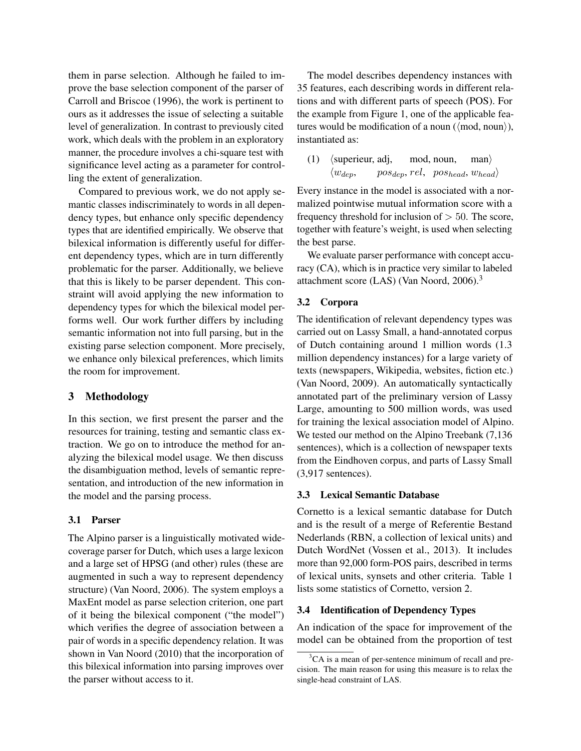them in parse selection. Although he failed to improve the base selection component of the parser of Carroll and Briscoe (1996), the work is pertinent to ours as it addresses the issue of selecting a suitable level of generalization. In contrast to previously cited work, which deals with the problem in an exploratory manner, the procedure involves a chi-square test with significance level acting as a parameter for controlling the extent of generalization.

Compared to previous work, we do not apply semantic classes indiscriminately to words in all dependency types, but enhance only specific dependency types that are identified empirically. We observe that bilexical information is differently useful for different dependency types, which are in turn differently problematic for the parser. Additionally, we believe that this is likely to be parser dependent. This constraint will avoid applying the new information to dependency types for which the bilexical model performs well. Our work further differs by including semantic information not into full parsing, but in the existing parse selection component. More precisely, we enhance only bilexical preferences, which limits the room for improvement.

## 3 Methodology

In this section, we first present the parser and the resources for training, testing and semantic class extraction. We go on to introduce the method for analyzing the bilexical model usage. We then discuss the disambiguation method, levels of semantic representation, and introduction of the new information in the model and the parsing process.

### 3.1 Parser

The Alpino parser is a linguistically motivated wide-coverage parser for Dutch, which uses a large lexicon and a large set of HPSG (and other) rules (these are augmented in such a way to represent dependency structure) (Van Noord, 2006). The system employs a MaxEnt model as parse selection criterion, one part of it being the bilexical component ("the model") which verifies the degree of association between a pair of words in a specific dependency relation. It was shown in Van Noord (2010) that the incorporation of this bilexical information into parsing improves over the parser without access to it.

The model describes dependency instances with 35 features, each describing words in different relations and with different parts of speech (POS). For the example from Figure 1, one of the applicable features would be modification of a noun (⟨mod, noun⟩), instantiated as:

(1) ⟨superieur, adj, mod, noun, man⟩
$\langle w_{dep}, \quad pos_{dep}, rel, \quad pos_{head}, w_{head}\rangle$

Every instance in the model is associated with a normalized pointwise mutual information score with a frequency threshold for inclusion of $> 50$. The score, together with feature's weight, is used when selecting the best parse.

We evaluate parser performance with concept accuracy (CA), which is in practice very similar to labeled attachment score (LAS) (Van Noord, 2006).[3]

### 3.2 Corpora

The identification of relevant dependency types was carried out on Lassy Small, a hand-annotated corpus of Dutch containing around 1 million words (1.3 million dependency instances) for a large variety of texts (newspapers, Wikipedia, websites, fiction etc.) (Van Noord, 2009). An automatically syntactically annotated part of the preliminary version of Lassy Large, amounting to 500 million words, was used for training the lexical association model of Alpino. We tested our method on the Alpino Treebank (7,136 sentences), which is a collection of newspaper texts from the Eindhoven corpus, and parts of Lassy Small (3,917 sentences).

### 3.3 Lexical Semantic Database

Cornetto is a lexical semantic database for Dutch and is the result of a merge of Referentie Bestand Nederlands (RBN, a collection of lexical units) and Dutch WordNet (Vossen et al., 2013). It includes more than 92,000 form-POS pairs, described in terms of lexical units, synsets and other criteria. Table 1 lists some statistics of Cornetto, version 2.

### 3.4 Identification of Dependency Types

An indication of the space for improvement of the model can be obtained from the proportion of test

[3]CA is a mean of per-sentence minimum of recall and precision. The main reason for using this measure is to relax the single-head constraint of LAS.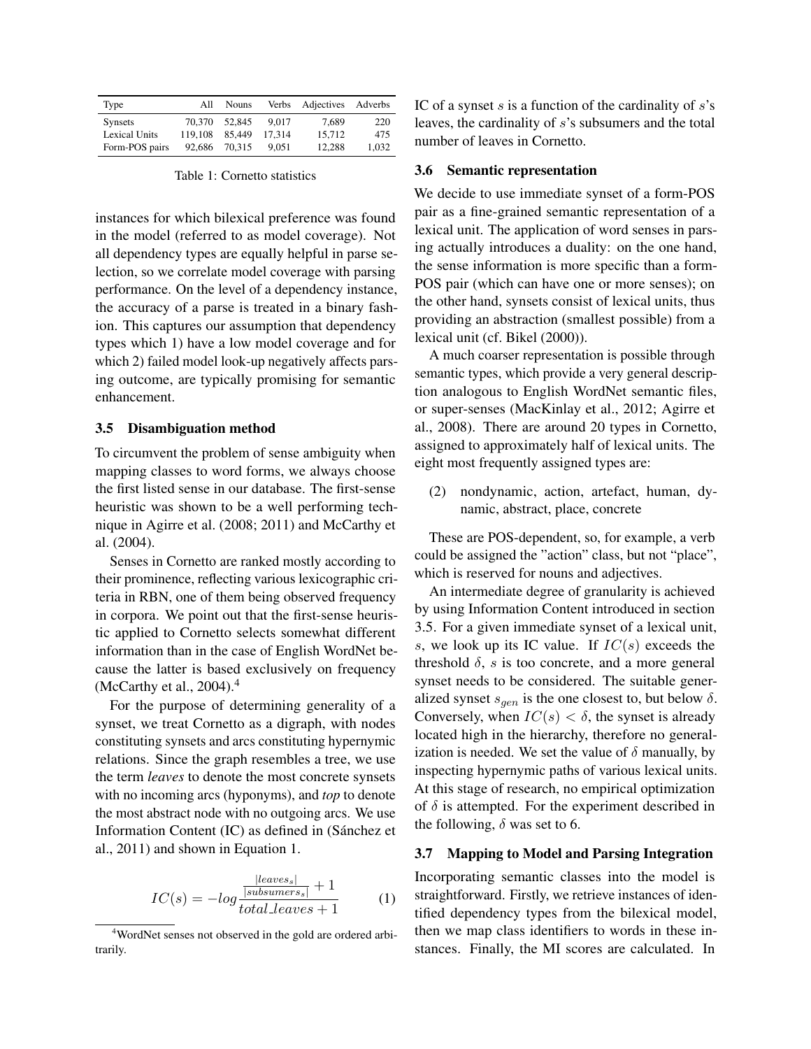| Type | All | Nouns | Verbs | Adjectives | Adverbs |
|---|---|---|---|---|---|
| Synsets | 70,370 | 52,845 | 9,017 | 7,689 | 220 |
| Lexical Units | 119,108 | 85,449 | 17,314 | 15,712 | 475 |
| Form-POS pairs | 92,686 | 70,315 | 9,051 | 12,288 | 1,032 |

Table 1: Cornetto statistics

instances for which bilexical preference was found in the model (referred to as model coverage). Not all dependency types are equally helpful in parse selection, so we correlate model coverage with parsing performance. On the level of a dependency instance, the accuracy of a parse is treated in a binary fashion. This captures our assumption that dependency types which 1) have a low model coverage and for which 2) failed model look-up negatively affects parsing outcome, are typically promising for semantic enhancement.

### 3.5 Disambiguation method

To circumvent the problem of sense ambiguity when mapping classes to word forms, we always choose the first listed sense in our database. The first-sense heuristic was shown to be a well performing technique in Agirre et al. (2008; 2011) and McCarthy et al. (2004).

Senses in Cornetto are ranked mostly according to their prominence, reflecting various lexicographic criteria in RBN, one of them being observed frequency in corpora. We point out that the first-sense heuristic applied to Cornetto selects somewhat different information than in the case of English WordNet because the latter is based exclusively on frequency (McCarthy et al., 2004).[4]

For the purpose of determining generality of a synset, we treat Cornetto as a digraph, with nodes constituting synsets and arcs constituting hypernymic relations. Since the graph resembles a tree, we use the term *leaves* to denote the most concrete synsets with no incoming arcs (hyponyms), and *top* to denote the most abstract node with no outgoing arcs. We use Information Content (IC) as defined in (Sánchez et al., 2011) and shown in Equation 1.

$$IC(s) = -log \frac{\frac{|leaves_s|}{|subsumers_s|} + 1}{total\_leaves + 1} \qquad (1)$$

IC of a synset $s$ is a function of the cardinality of $s$'s leaves, the cardinality of $s$'s subsumers and the total number of leaves in Cornetto.

### 3.6 Semantic representation

We decide to use immediate synset of a form-POS pair as a fine-grained semantic representation of a lexical unit. The application of word senses in parsing actually introduces a duality: on the one hand, the sense information is more specific than a form-POS pair (which can have one or more senses); on the other hand, synsets consist of lexical units, thus providing an abstraction (smallest possible) from a lexical unit (cf. Bikel (2000)).

A much coarser representation is possible through semantic types, which provide a very general description analogous to English WordNet semantic files, or super-senses (MacKinlay et al., 2012; Agirre et al., 2008). There are around 20 types in Cornetto, assigned to approximately half of lexical units. The eight most frequently assigned types are:

(2) nondynamic, action, artefact, human, dynamic, abstract, place, concrete

These are POS-dependent, so, for example, a verb could be assigned the "action" class, but not "place", which is reserved for nouns and adjectives.

An intermediate degree of granularity is achieved by using Information Content introduced in section 3.5. For a given immediate synset of a lexical unit, $s$, we look up its IC value. If $IC(s)$ exceeds the threshold $\delta$, $s$ is too concrete, and a more general synset needs to be considered. The suitable generalized synset $s_{gen}$ is the one closest to, but below $\delta$. Conversely, when $IC(s) < \delta$, the synset is already located high in the hierarchy, therefore no generalization is needed. We set the value of $\delta$ manually, by inspecting hypernymic paths of various lexical units. At this stage of research, no empirical optimization of $\delta$ is attempted. For the experiment described in the following, $\delta$ was set to 6.

### 3.7 Mapping to Model and Parsing Integration

Incorporating semantic classes into the model is straightforward. Firstly, we retrieve instances of identified dependency types from the bilexical model, then we map class identifiers to words in these instances. Finally, the MI scores are calculated. In

[4] WordNet senses not observed in the gold are ordered arbitrarily.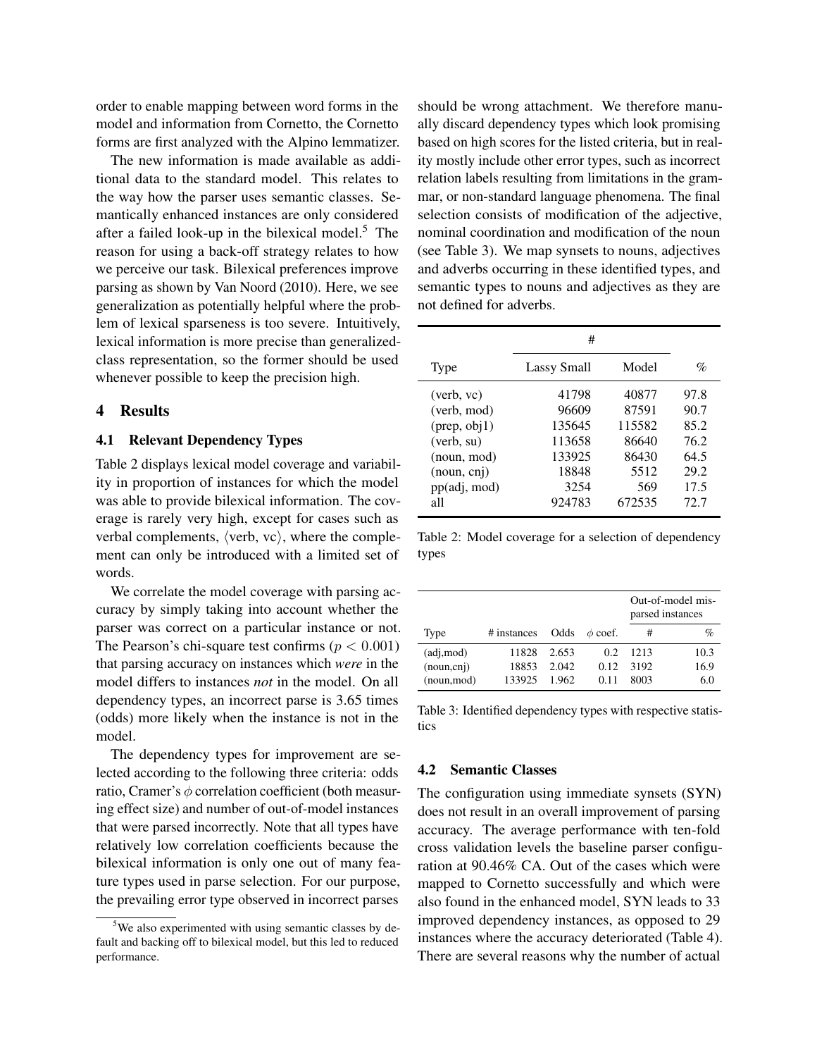order to enable mapping between word forms in the model and information from Cornetto, the Cornetto forms are first analyzed with the Alpino lemmatizer.

The new information is made available as additional data to the standard model. This relates to the way how the parser uses semantic classes. Semantically enhanced instances are only considered after a failed look-up in the bilexical model.[5] The reason for using a back-off strategy relates to how we perceive our task. Bilexical preferences improve parsing as shown by Van Noord (2010). Here, we see generalization as potentially helpful where the problem of lexical sparseness is too severe. Intuitively, lexical information is more precise than generalized-class representation, so the former should be used whenever possible to keep the precision high.

## 4 Results

### 4.1 Relevant Dependency Types

Table 2 displays lexical model coverage and variability in proportion of instances for which the model was able to provide bilexical information. The coverage is rarely very high, except for cases such as verbal complements, ⟨verb, vc⟩, where the complement can only be introduced with a limited set of words.

We correlate the model coverage with parsing accuracy by simply taking into account whether the parser was correct on a particular instance or not. The Pearson's chi-square test confirms ($p < 0.001$) that parsing accuracy on instances which *were* in the model differs to instances *not* in the model. On all dependency types, an incorrect parse is 3.65 times (odds) more likely when the instance is not in the model.

The dependency types for improvement are selected according to the following three criteria: odds ratio, Cramer's $\phi$ correlation coefficient (both measuring effect size) and number of out-of-model instances that were parsed incorrectly. Note that all types have relatively low correlation coefficients because the bilexical information is only one out of many feature types used in parse selection. For our purpose, the prevailing error type observed in incorrect parses should be wrong attachment. We therefore manually discard dependency types which look promising based on high scores for the listed criteria, but in reality mostly include other error types, such as incorrect relation labels resulting from limitations in the grammar, or non-standard language phenomena. The final selection consists of modification of the adjective, nominal coordination and modification of the noun (see Table 3). We map synsets to nouns, adjectives and adverbs occurring in these identified types, and semantic types to nouns and adjectives as they are not defined for adverbs.

| | # | | |
|---|---|---|---|
| Type | Lassy Small | Model | % |
| (verb, vc) | 41798 | 40877 | 97.8 |
| (verb, mod) | 96609 | 87591 | 90.7 |
| (prep, obj1) | 135645 | 115582 | 85.2 |
| (verb, su) | 113658 | 86640 | 76.2 |
| (noun, mod) | 133925 | 86430 | 64.5 |
| (noun, cnj) | 18848 | 5512 | 29.2 |
| pp(adj, mod) | 3254 | 569 | 17.5 |
| all | 924783 | 672535 | 72.7 |

Table 2: Model coverage for a selection of dependency types

| | | | | Out-of-model misparsed instances | |
|---|---|---|---|---|---|
| Type | # instances | Odds | $\phi$ coef. | # | % |
| (adj,mod) | 11828 | 2.653 | 0.2 | 1213 | 10.3 |
| (noun,cnj) | 18853 | 2.042 | 0.12 | 3192 | 16.9 |
| (noun,mod) | 133925 | 1.962 | 0.11 | 8003 | 6.0 |

Table 3: Identified dependency types with respective statistics

### 4.2 Semantic Classes

The configuration using immediate synsets (SYN) does not result in an overall improvement of parsing accuracy. The average performance with ten-fold cross validation levels the baseline parser configuration at 90.46% CA. Out of the cases which were mapped to Cornetto successfully and which were also found in the enhanced model, SYN leads to 33 improved dependency instances, as opposed to 29 instances where the accuracy deteriorated (Table 4). There are several reasons why the number of actual

[5] We also experimented with using semantic classes by default and backing off to bilexical model, but this led to reduced performance.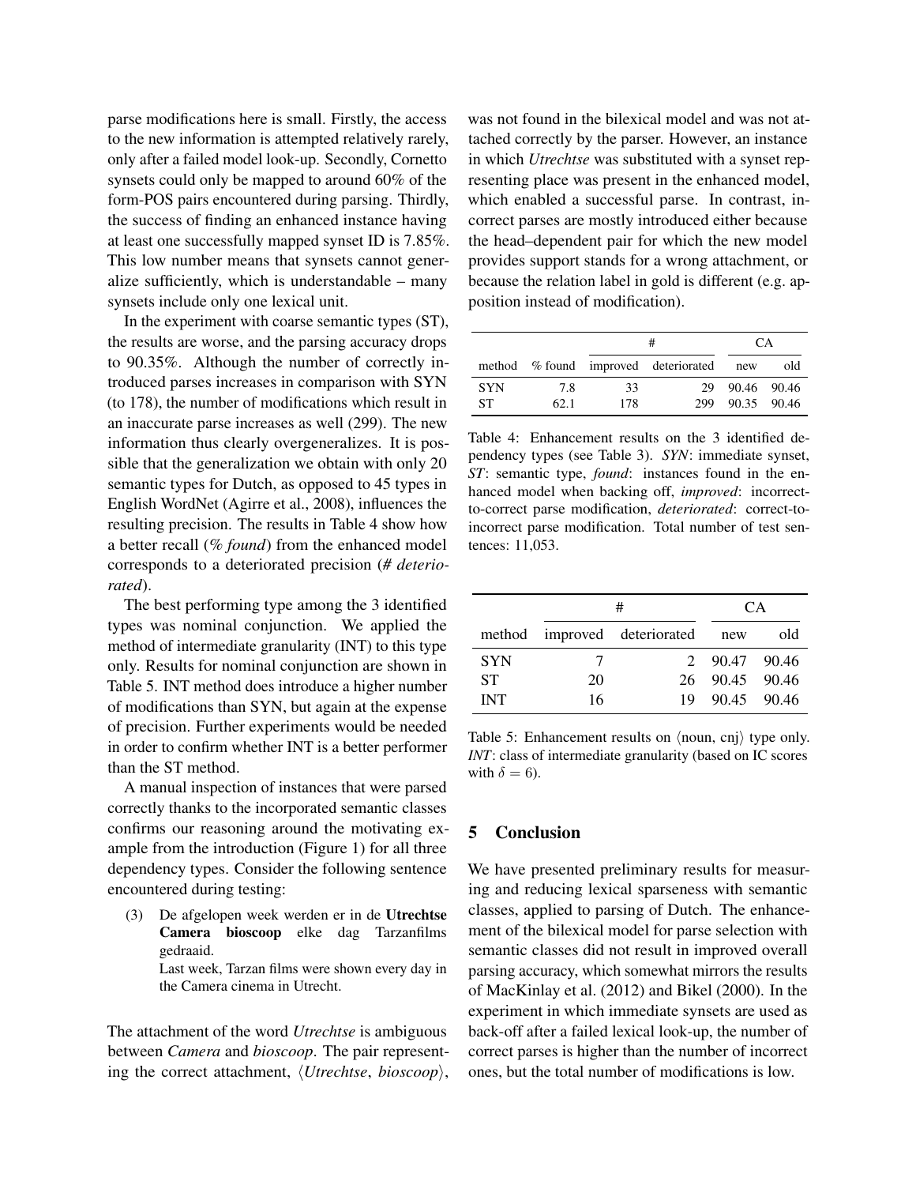parse modifications here is small. Firstly, the access to the new information is attempted relatively rarely, only after a failed model look-up. Secondly, Cornetto synsets could only be mapped to around 60% of the form-POS pairs encountered during parsing. Thirdly, the success of finding an enhanced instance having at least one successfully mapped synset ID is 7.85%. This low number means that synsets cannot generalize sufficiently, which is understandable – many synsets include only one lexical unit.

In the experiment with coarse semantic types (ST), the results are worse, and the parsing accuracy drops to 90.35%. Although the number of correctly introduced parses increases in comparison with SYN (to 178), the number of modifications which result in an inaccurate parse increases as well (299). The new information thus clearly overgeneralizes. It is possible that the generalization we obtain with only 20 semantic types for Dutch, as opposed to 45 types in English WordNet (Agirre et al., 2008), influences the resulting precision. The results in Table 4 show how a better recall (*% found*) from the enhanced model corresponds to a deteriorated precision (*# deteriorated*).

The best performing type among the 3 identified types was nominal conjunction. We applied the method of intermediate granularity (INT) to this type only. Results for nominal conjunction are shown in Table 5. INT method does introduce a higher number of modifications than SYN, but again at the expense of precision. Further experiments would be needed in order to confirm whether INT is a better performer than the ST method.

A manual inspection of instances that were parsed correctly thanks to the incorporated semantic classes confirms our reasoning around the motivating example from the introduction (Figure 1) for all three dependency types. Consider the following sentence encountered during testing:

(3) De afgelopen week werden er in de **Utrechtse Camera bioscoop** elke dag Tarzanfilms gedraaid.
Last week, Tarzan films were shown every day in the Camera cinema in Utrecht.

The attachment of the word *Utrechtse* is ambiguous between *Camera* and *bioscoop*. The pair representing the correct attachment, ⟨*Utrechtse*, *bioscoop*⟩, was not found in the bilexical model and was not attached correctly by the parser. However, an instance in which *Utrechtse* was substituted with a synset representing place was present in the enhanced model, which enabled a successful parse. In contrast, incorrect parses are mostly introduced either because the head–dependent pair for which the new model provides support stands for a wrong attachment, or because the relation label in gold is different (e.g. apposition instead of modification).

| | | # | | CA | |
|---|---|---|---|---|---|
| method | % found | improved | deteriorated | new | old |
| SYN | 7.8 | 33 | 29 | 90.46 | 90.46 |
| ST | 62.1 | 178 | 299 | 90.35 | 90.46 |

Table 4: Enhancement results on the 3 identified dependency types (see Table 3). *SYN*: immediate synset, *ST*: semantic type, *found*: instances found in the enhanced model when backing off, *improved*: incorrect-to-correct parse modification, *deteriorated*: correct-to-incorrect parse modification. Total number of test sentences: 11,053.

| | # | | CA | |
|---|---|---|---|---|
| method | improved | deteriorated | new | old |
| SYN | 7 | 2 | 90.47 | 90.46 |
| ST | 20 | 26 | 90.45 | 90.46 |
| INT | 16 | 19 | 90.45 | 90.46 |

Table 5: Enhancement results on ⟨noun, cnj⟩ type only. *INT*: class of intermediate granularity (based on IC scores with $\delta = 6$).

## 5 Conclusion

We have presented preliminary results for measuring and reducing lexical sparseness with semantic classes, applied to parsing of Dutch. The enhancement of the bilexical model for parse selection with semantic classes did not result in improved overall parsing accuracy, which somewhat mirrors the results of MacKinlay et al. (2012) and Bikel (2000). In the experiment in which immediate synsets are used as back-off after a failed lexical look-up, the number of correct parses is higher than the number of incorrect ones, but the total number of modifications is low.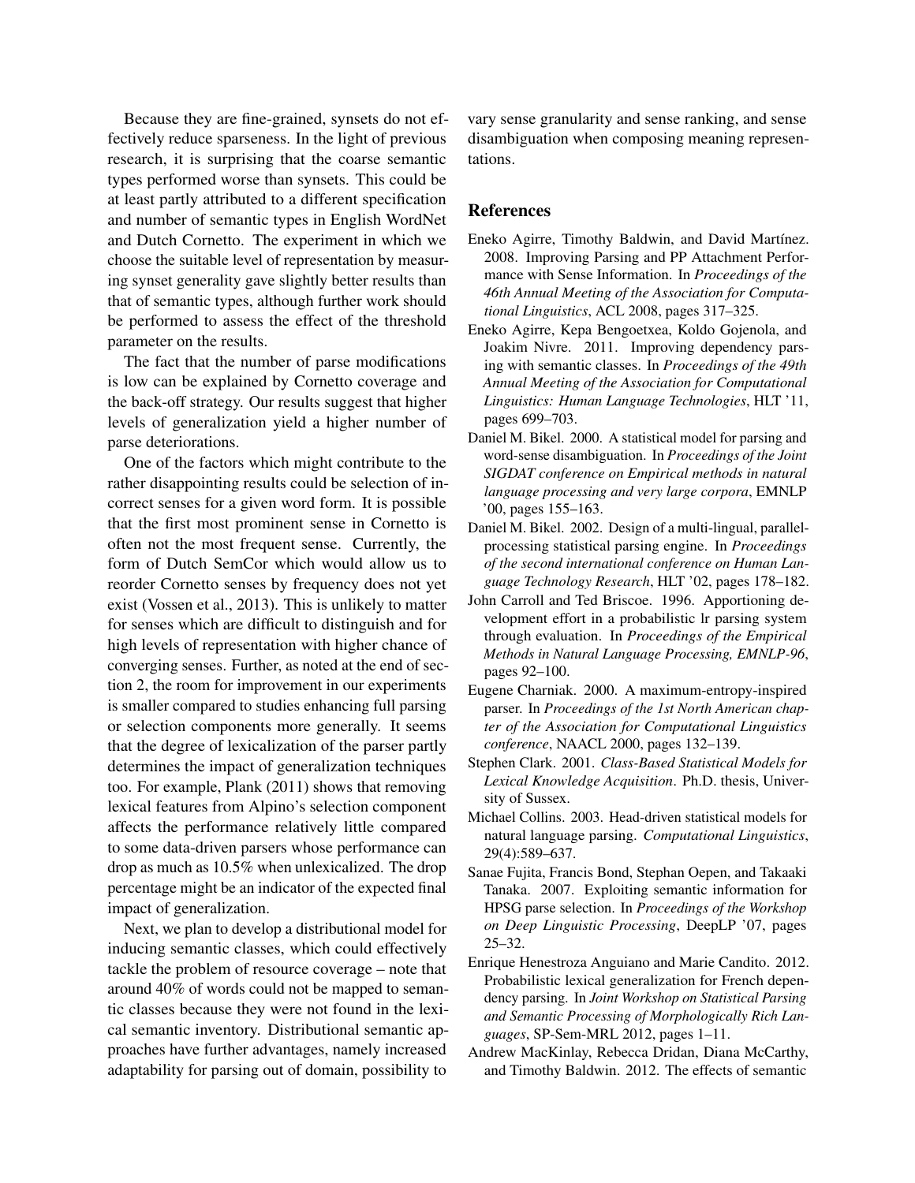Because they are fine-grained, synsets do not effectively reduce sparseness. In the light of previous research, it is surprising that the coarse semantic types performed worse than synsets. This could be at least partly attributed to a different specification and number of semantic types in English WordNet and Dutch Cornetto. The experiment in which we choose the suitable level of representation by measuring synset generality gave slightly better results than that of semantic types, although further work should be performed to assess the effect of the threshold parameter on the results.

The fact that the number of parse modifications is low can be explained by Cornetto coverage and the back-off strategy. Our results suggest that higher levels of generalization yield a higher number of parse deteriorations.

One of the factors which might contribute to the rather disappointing results could be selection of incorrect senses for a given word form. It is possible that the first most prominent sense in Cornetto is often not the most frequent sense. Currently, the form of Dutch SemCor which would allow us to reorder Cornetto senses by frequency does not yet exist (Vossen et al., 2013). This is unlikely to matter for senses which are difficult to distinguish and for high levels of representation with higher chance of converging senses. Further, as noted at the end of section 2, the room for improvement in our experiments is smaller compared to studies enhancing full parsing or selection components more generally. It seems that the degree of lexicalization of the parser partly determines the impact of generalization techniques too. For example, Plank (2011) shows that removing lexical features from Alpino's selection component affects the performance relatively little compared to some data-driven parsers whose performance can drop as much as 10.5% when unlexicalized. The drop percentage might be an indicator of the expected final impact of generalization.

Next, we plan to develop a distributional model for inducing semantic classes, which could effectively tackle the problem of resource coverage – note that around 40% of words could not be mapped to semantic classes because they were not found in the lexical semantic inventory. Distributional semantic approaches have further advantages, namely increased adaptability for parsing out of domain, possibility to vary sense granularity and sense ranking, and sense disambiguation when composing meaning representations.

## References

Eneko Agirre, Timothy Baldwin, and David Martínez. 2008. Improving Parsing and PP Attachment Performance with Sense Information. In *Proceedings of the 46th Annual Meeting of the Association for Computational Linguistics*, ACL 2008, pages 317–325.

Eneko Agirre, Kepa Bengoetxea, Koldo Gojenola, and Joakim Nivre. 2011. Improving dependency parsing with semantic classes. In *Proceedings of the 49th Annual Meeting of the Association for Computational Linguistics: Human Language Technologies*, HLT '11, pages 699–703.

Daniel M. Bikel. 2000. A statistical model for parsing and word-sense disambiguation. In *Proceedings of the Joint SIGDAT conference on Empirical methods in natural language processing and very large corpora*, EMNLP '00, pages 155–163.

Daniel M. Bikel. 2002. Design of a multi-lingual, parallel-processing statistical parsing engine. In *Proceedings of the second international conference on Human Language Technology Research*, HLT '02, pages 178–182.

John Carroll and Ted Briscoe. 1996. Apportioning development effort in a probabilistic lr parsing system through evaluation. In *Proceedings of the Empirical Methods in Natural Language Processing, EMNLP-96*, pages 92–100.

Eugene Charniak. 2000. A maximum-entropy-inspired parser. In *Proceedings of the 1st North American chapter of the Association for Computational Linguistics conference*, NAACL 2000, pages 132–139.

Stephen Clark. 2001. *Class-Based Statistical Models for Lexical Knowledge Acquisition*. Ph.D. thesis, University of Sussex.

Michael Collins. 2003. Head-driven statistical models for natural language parsing. *Computational Linguistics*, 29(4):589–637.

Sanae Fujita, Francis Bond, Stephan Oepen, and Takaaki Tanaka. 2007. Exploiting semantic information for HPSG parse selection. In *Proceedings of the Workshop on Deep Linguistic Processing*, DeepLP '07, pages 25–32.

Enrique Henestroza Anguiano and Marie Candito. 2012. Probabilistic lexical generalization for French dependency parsing. In *Joint Workshop on Statistical Parsing and Semantic Processing of Morphologically Rich Languages*, SP-Sem-MRL 2012, pages 1–11.

Andrew MacKinlay, Rebecca Dridan, Diana McCarthy, and Timothy Baldwin. 2012. The effects of semantic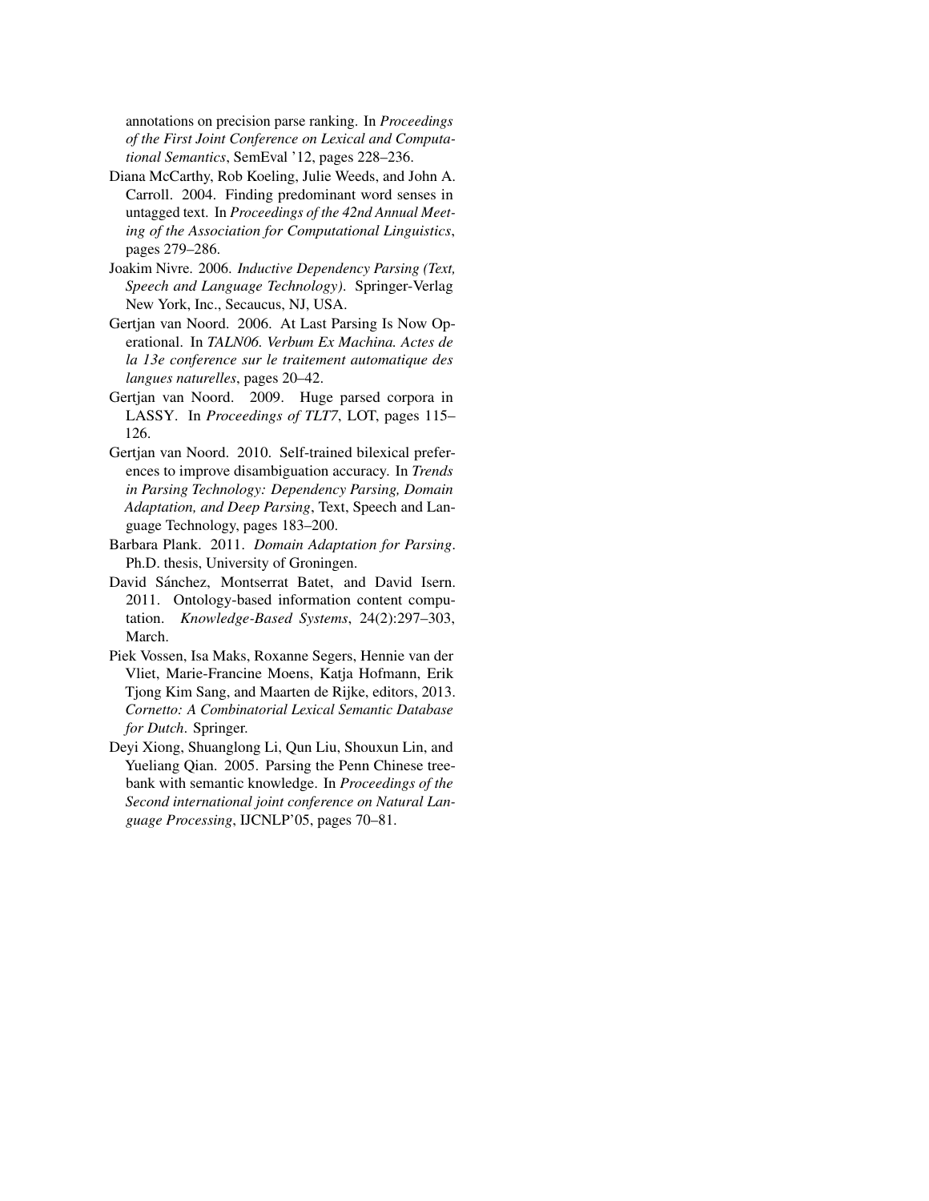annotations on precision parse ranking. In *Proceedings of the First Joint Conference on Lexical and Computational Semantics*, SemEval '12, pages 228–236.

Diana McCarthy, Rob Koeling, Julie Weeds, and John A. Carroll. 2004. Finding predominant word senses in untagged text. In *Proceedings of the 42nd Annual Meeting of the Association for Computational Linguistics*, pages 279–286.

Joakim Nivre. 2006. *Inductive Dependency Parsing (Text, Speech and Language Technology)*. Springer-Verlag New York, Inc., Secaucus, NJ, USA.

Gertjan van Noord. 2006. At Last Parsing Is Now Operational. In *TALN06. Verbum Ex Machina. Actes de la 13e conference sur le traitement automatique des langues naturelles*, pages 20–42.

Gertjan van Noord. 2009. Huge parsed corpora in LASSY. In *Proceedings of TLT7*, LOT, pages 115–126.

Gertjan van Noord. 2010. Self-trained bilexical preferences to improve disambiguation accuracy. In *Trends in Parsing Technology: Dependency Parsing, Domain Adaptation, and Deep Parsing*, Text, Speech and Language Technology, pages 183–200.

Barbara Plank. 2011. *Domain Adaptation for Parsing*. Ph.D. thesis, University of Groningen.

David Sánchez, Montserrat Batet, and David Isern. 2011. Ontology-based information content computation. *Knowledge-Based Systems*, 24(2):297–303, March.

Piek Vossen, Isa Maks, Roxanne Segers, Hennie van der Vliet, Marie-Francine Moens, Katja Hofmann, Erik Tjong Kim Sang, and Maarten de Rijke, editors, 2013. *Cornetto: A Combinatorial Lexical Semantic Database for Dutch*. Springer.

Deyi Xiong, Shuanglong Li, Qun Liu, Shouxun Lin, and Yueliang Qian. 2005. Parsing the Penn Chinese treebank with semantic knowledge. In *Proceedings of the Second international joint conference on Natural Language Processing*, IJCNLP'05, pages 70–81.